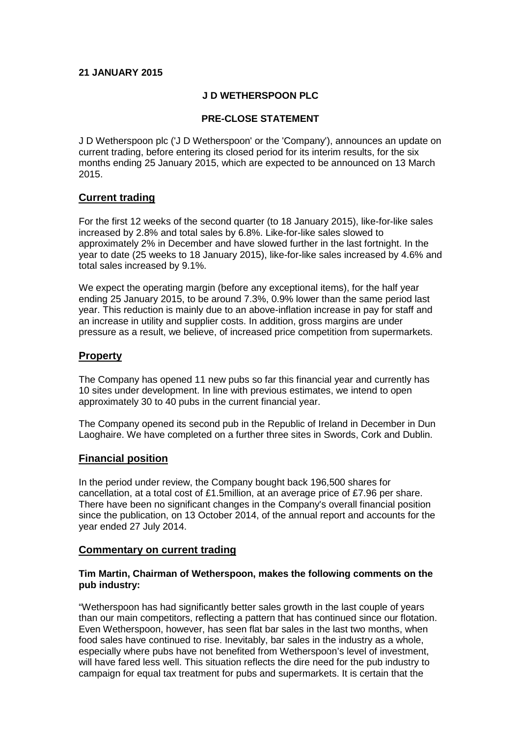**21 JANUARY 2015**

**J D WETHERSPOON PLC**

**PRE-CLOSE STATEMENT**

J D Wetherspoon plc ('J D Wetherspoon' or the 'Company'), announces an update on current trading, before entering its closed period for its interim results, for the six months ending 25 January 2015, which are expected to be announced on 13 March 2015.

## Current trading

For the first 12 weeks of the second quarter (to 18 January 2015), like-for-like sales increased by 2.8% and total sales by 6.8%. Like-for-like sales slowed to approximately 2% in December and have slowed further in the last fortnight. In the year to date (25 weeks to 18 January 2015), like-for-like sales increased by 4.6% and total sales increased by 9.1%.

We expect the operating margin (before any exceptional items), for the half year ending 25 January 2015, to be around 7.3%, 0.9% lower than the same period last year. This reduction is mainly due to an above-inflation increase in pay for staff and an increase in utility and supplier costs. In addition, gross margins are under pressure as a result, we believe, of increased price competition from supermarkets.

## Property

The Company has opened 11 new pubs so far this financial year and currently has 10 sites under development. In line with previous estimates, we intend to open approximately 30 to 40 pubs in the current financial year.

The Company opened its second pub in the Republic of Ireland in December in Dun Laoghaire. We have completed on a further three sites in Swords, Cork and Dublin.

## Financial position

In the period under review, the Company bought back 196,500 shares for cancellation, at a total cost of £1.5million, at an average price of £7.96 per share. There have been no significant changes in the Company's overall financial position since the publication, on 13 October 2014, of the annual report and accounts for the year ended 27 July 2014.

## Commentary on current trading

**Tim Martin, Chairman of Wetherspoon, makes the following comments on the pub industry:**

"Wetherspoon has had significantly better sales growth in the last couple of years than our main competitors, reflecting a pattern that has continued since our flotation. Even Wetherspoon, however, has seen flat bar sales in the last two months, when food sales have continued to rise. Inevitably, bar sales in the industry as a whole, especially where pubs have not benefited from Wetherspoon's level of investment, will have fared less well. This situation reflects the dire need for the pub industry to campaign for equal tax treatment for pubs and supermarkets. It is certain that the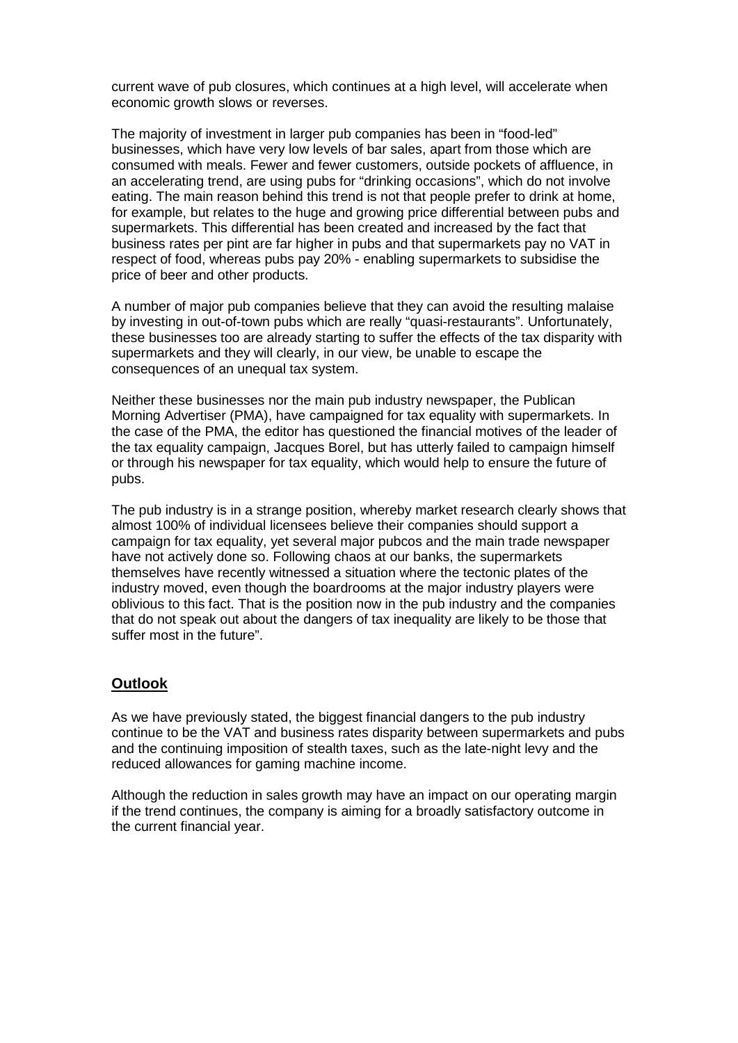current wave of pub closures, which continues at a high level, will accelerate when economic growth slows or reverses.

The majority of investment in larger pub companies has been in "food-led" businesses, which have very low levels of bar sales, apart from those which are consumed with meals. Fewer and fewer customers, outside pockets of affluence, in an accelerating trend, are using pubs for "drinking occasions", which do not involve eating. The main reason behind this trend is not that people prefer to drink at home, for example, but relates to the huge and growing price differential between pubs and supermarkets. This differential has been created and increased by the fact that business rates per pint are far higher in pubs and that supermarkets pay no VAT in respect of food, whereas pubs pay 20% - enabling supermarkets to subsidise the price of beer and other products.

A number of major pub companies believe that they can avoid the resulting malaise by investing in out-of-town pubs which are really "quasi-restaurants". Unfortunately, these businesses too are already starting to suffer the effects of the tax disparity with supermarkets and they will clearly, in our view, be unable to escape the consequences of an unequal tax system.

Neither these businesses nor the main pub industry newspaper, the Publican Morning Advertiser (PMA), have campaigned for tax equality with supermarkets. In the case of the PMA, the editor has questioned the financial motives of the leader of the tax equality campaign, Jacques Borel, but has utterly failed to campaign himself or through his newspaper for tax equality, which would help to ensure the future of pubs.

The pub industry is in a strange position, whereby market research clearly shows that almost 100% of individual licensees believe their companies should support a campaign for tax equality, yet several major pubcos and the main trade newspaper have not actively done so. Following chaos at our banks, the supermarkets themselves have recently witnessed a situation where the tectonic plates of the industry moved, even though the boardrooms at the major industry players were oblivious to this fact. That is the position now in the pub industry and the companies that do not speak out about the dangers of tax inequality are likely to be those that suffer most in the future".

## Outlook

As we have previously stated, the biggest financial dangers to the pub industry continue to be the VAT and business rates disparity between supermarkets and pubs and the continuing imposition of stealth taxes, such as the late-night levy and the reduced allowances for gaming machine income.

Although the reduction in sales growth may have an impact on our operating margin if the trend continues, the company is aiming for a broadly satisfactory outcome in the current financial year.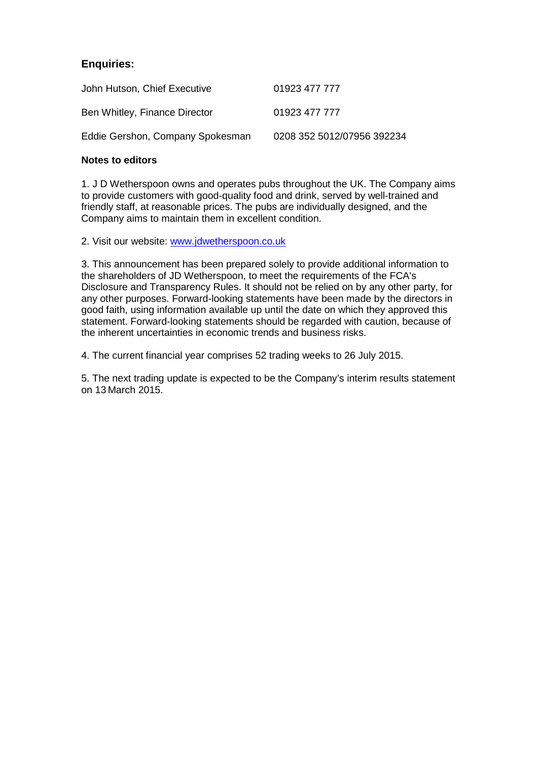**Enquiries:**

| | |
|---|---|
| John Hutson, Chief Executive | 01923 477 777 |
| Ben Whitley, Finance Director | 01923 477 777 |
| Eddie Gershon, Company Spokesman | 0208 352 5012/07956 392234 |

**Notes to editors**

1. J D Wetherspoon owns and operates pubs throughout the UK. The Company aims to provide customers with good-quality food and drink, served by well-trained and friendly staff, at reasonable prices. The pubs are individually designed, and the Company aims to maintain them in excellent condition.

2. Visit our website: [www.jdwetherspoon.co.uk](http://www.jdwetherspoon.co.uk)

3. This announcement has been prepared solely to provide additional information to the shareholders of JD Wetherspoon, to meet the requirements of the FCA's Disclosure and Transparency Rules. It should not be relied on by any other party, for any other purposes. Forward-looking statements have been made by the directors in good faith, using information available up until the date on which they approved this statement. Forward-looking statements should be regarded with caution, because of the inherent uncertainties in economic trends and business risks.

4. The current financial year comprises 52 trading weeks to 26 July 2015.

5. The next trading update is expected to be the Company's interim results statement on 13 March 2015.